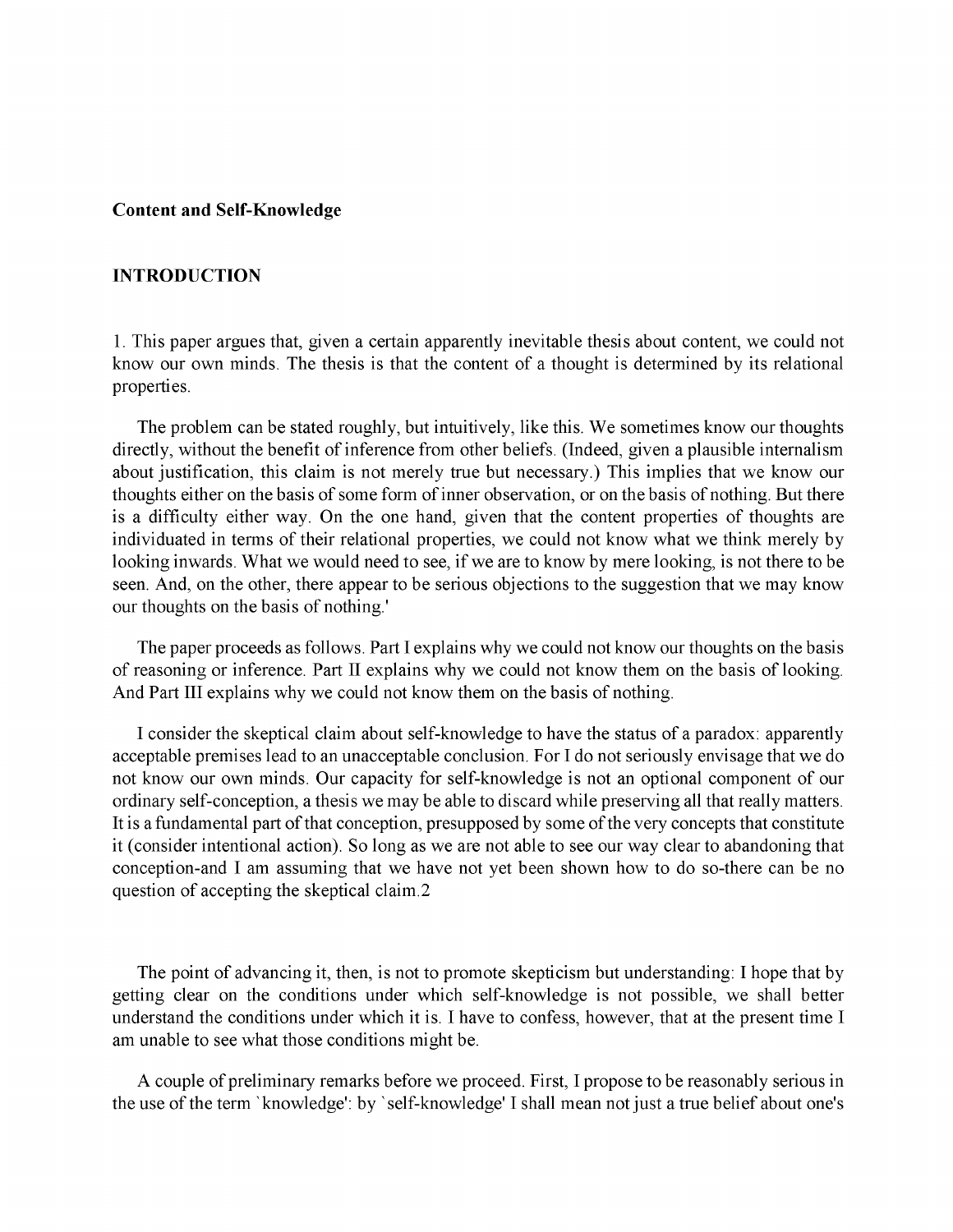**Content and Self-Knowledge**

**INTRODUCTION**

1. This paper argues that, given a certain apparently inevitable thesis about content, we could not know our own minds. The thesis is that the content of a thought is determined by its relational properties.

The problem can be stated roughly, but intuitively, like this. We sometimes know our thoughts directly, without the benefit of inference from other beliefs. (Indeed, given a plausible internalism about justification, this claim is not merely true but necessary.) This implies that we know our thoughts either on the basis of some form of inner observation, or on the basis of nothing. But there is a difficulty either way. On the one hand, given that the content properties of thoughts are individuated in terms of their relational properties, we could not know what we think merely by looking inwards. What we would need to see, if we are to know by mere looking, is not there to be seen. And, on the other, there appear to be serious objections to the suggestion that we may know our thoughts on the basis of nothing.'

The paper proceeds as follows. Part I explains why we could not know our thoughts on the basis of reasoning or inference. Part II explains why we could not know them on the basis of looking. And Part III explains why we could not know them on the basis of nothing.

I consider the skeptical claim about self-knowledge to have the status of a paradox: apparently acceptable premises lead to an unacceptable conclusion. For I do not seriously envisage that we do not know our own minds. Our capacity for self-knowledge is not an optional component of our ordinary self-conception, a thesis we may be able to discard while preserving all that really matters. It is a fundamental part of that conception, presupposed by some of the very concepts that constitute it (consider intentional action). So long as we are not able to see our way clear to abandoning that conception-and I am assuming that we have not yet been shown how to do so-there can be no question of accepting the skeptical claim.2

The point of advancing it, then, is not to promote skepticism but understanding: I hope that by getting clear on the conditions under which self-knowledge is not possible, we shall better understand the conditions under which it is. I have to confess, however, that at the present time I am unable to see what those conditions might be.

A couple of preliminary remarks before we proceed. First, I propose to be reasonably serious in the use of the term `knowledge': by `self-knowledge' I shall mean not just a true belief about one's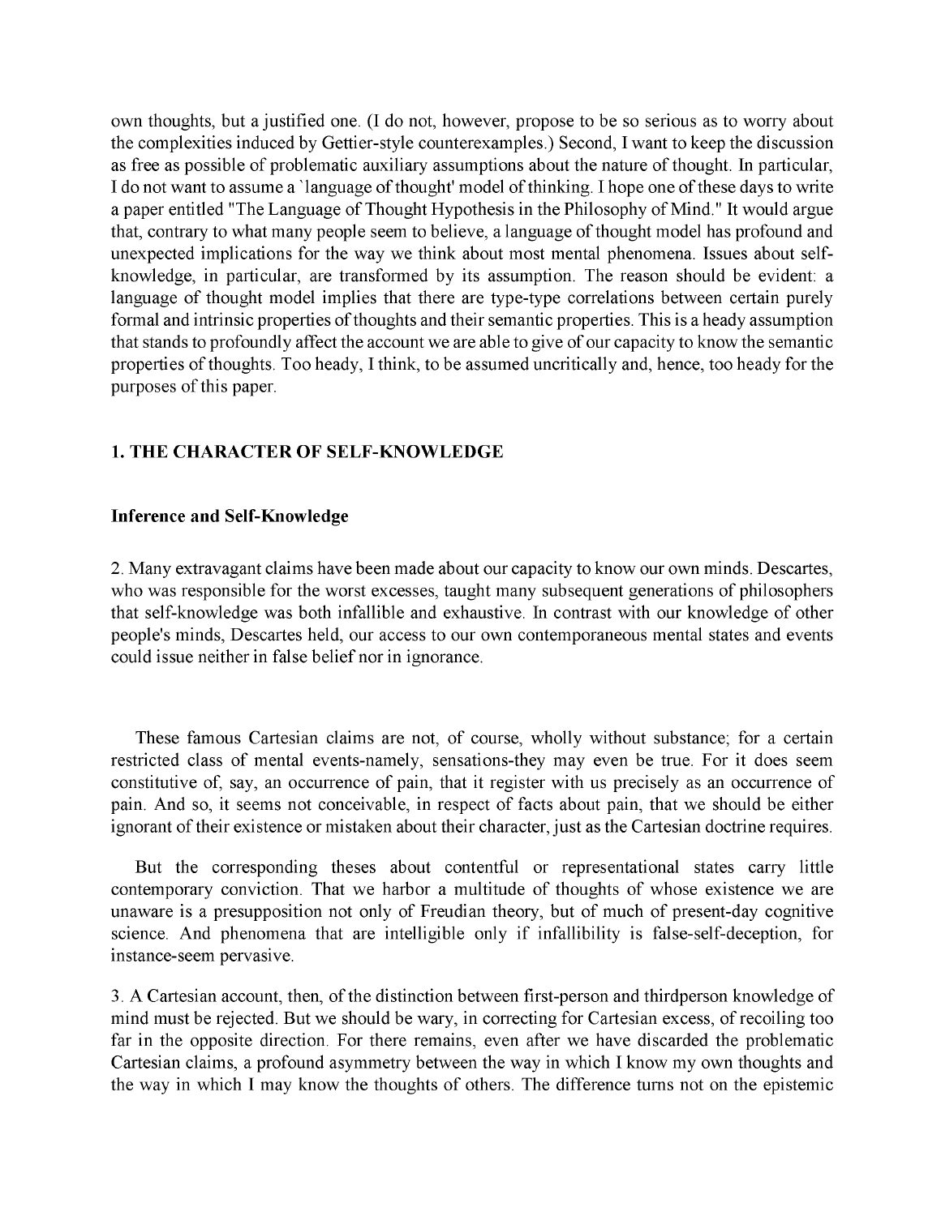own thoughts, but a justified one. (I do not, however, propose to be so serious as to worry about the complexities induced by Gettier-style counterexamples.) Second, I want to keep the discussion as free as possible of problematic auxiliary assumptions about the nature of thought. In particular, I do not want to assume a `language of thought' model of thinking. I hope one of these days to write a paper entitled "The Language of Thought Hypothesis in the Philosophy of Mind." It would argue that, contrary to what many people seem to believe, a language of thought model has profound and unexpected implications for the way we think about most mental phenomena. Issues about self-knowledge, in particular, are transformed by its assumption. The reason should be evident: a language of thought model implies that there are type-type correlations between certain purely formal and intrinsic properties of thoughts and their semantic properties. This is a heady assumption that stands to profoundly affect the account we are able to give of our capacity to know the semantic properties of thoughts. Too heady, I think, to be assumed uncritically and, hence, too heady for the purposes of this paper.

## 1. THE CHARACTER OF SELF-KNOWLEDGE

### Inference and Self-Knowledge

2. Many extravagant claims have been made about our capacity to know our own minds. Descartes, who was responsible for the worst excesses, taught many subsequent generations of philosophers that self-knowledge was both infallible and exhaustive. In contrast with our knowledge of other people's minds, Descartes held, our access to our own contemporaneous mental states and events could issue neither in false belief nor in ignorance.

These famous Cartesian claims are not, of course, wholly without substance; for a certain restricted class of mental events-namely, sensations-they may even be true. For it does seem constitutive of, say, an occurrence of pain, that it register with us precisely as an occurrence of pain. And so, it seems not conceivable, in respect of facts about pain, that we should be either ignorant of their existence or mistaken about their character, just as the Cartesian doctrine requires.

But the corresponding theses about contentful or representational states carry little contemporary conviction. That we harbor a multitude of thoughts of whose existence we are unaware is a presupposition not only of Freudian theory, but of much of present-day cognitive science. And phenomena that are intelligible only if infallibility is false-self-deception, for instance-seem pervasive.

3. A Cartesian account, then, of the distinction between first-person and thirdperson knowledge of mind must be rejected. But we should be wary, in correcting for Cartesian excess, of recoiling too far in the opposite direction. For there remains, even after we have discarded the problematic Cartesian claims, a profound asymmetry between the way in which I know my own thoughts and the way in which I may know the thoughts of others. The difference turns not on the epistemic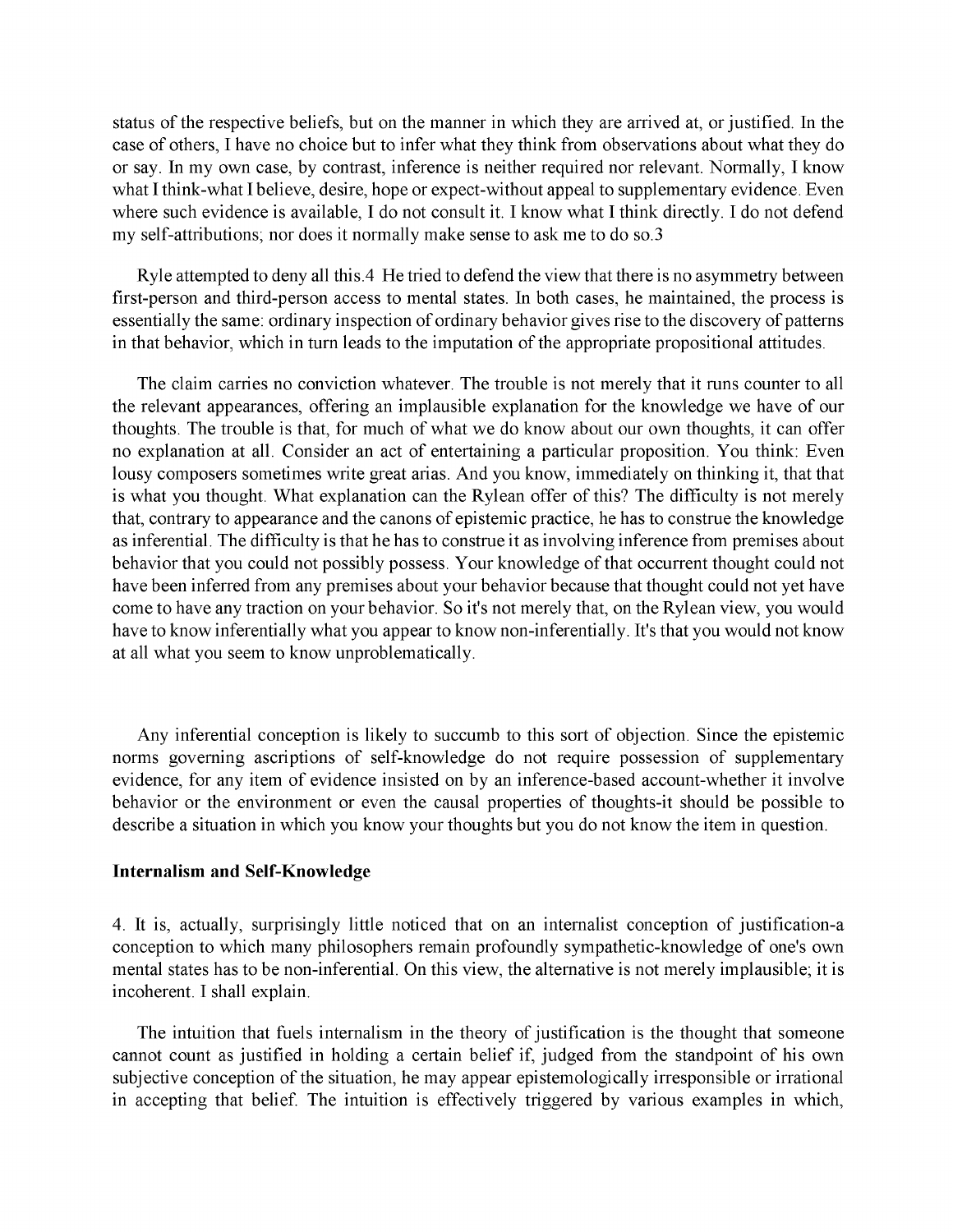status of the respective beliefs, but on the manner in which they are arrived at, or justified. In the case of others, I have no choice but to infer what they think from observations about what they do or say. In my own case, by contrast, inference is neither required nor relevant. Normally, I know what I think-what I believe, desire, hope or expect-without appeal to supplementary evidence. Even where such evidence is available, I do not consult it. I know what I think directly. I do not defend my self-attributions; nor does it normally make sense to ask me to do so.[3]

Ryle attempted to deny all this.[4] He tried to defend the view that there is no asymmetry between first-person and third-person access to mental states. In both cases, he maintained, the process is essentially the same: ordinary inspection of ordinary behavior gives rise to the discovery of patterns in that behavior, which in turn leads to the imputation of the appropriate propositional attitudes.

The claim carries no conviction whatever. The trouble is not merely that it runs counter to all the relevant appearances, offering an implausible explanation for the knowledge we have of our thoughts. The trouble is that, for much of what we do know about our own thoughts, it can offer no explanation at all. Consider an act of entertaining a particular proposition. You think: Even lousy composers sometimes write great arias. And you know, immediately on thinking it, that that is what you thought. What explanation can the Rylean offer of this? The difficulty is not merely that, contrary to appearance and the canons of epistemic practice, he has to construe the knowledge as inferential. The difficulty is that he has to construe it as involving inference from premises about behavior that you could not possibly possess. Your knowledge of that occurrent thought could not have been inferred from any premises about your behavior because that thought could not yet have come to have any traction on your behavior. So it's not merely that, on the Rylean view, you would have to know inferentially what you appear to know non-inferentially. It's that you would not know at all what you seem to know unproblematically.

Any inferential conception is likely to succumb to this sort of objection. Since the epistemic norms governing ascriptions of self-knowledge do not require possession of supplementary evidence, for any item of evidence insisted on by an inference-based account-whether it involve behavior or the environment or even the causal properties of thoughts-it should be possible to describe a situation in which you know your thoughts but you do not know the item in question.

## Internalism and Self-Knowledge

4. It is, actually, surprisingly little noticed that on an internalist conception of justification-a conception to which many philosophers remain profoundly sympathetic-knowledge of one's own mental states has to be non-inferential. On this view, the alternative is not merely implausible; it is incoherent. I shall explain.

The intuition that fuels internalism in the theory of justification is the thought that someone cannot count as justified in holding a certain belief if, judged from the standpoint of his own subjective conception of the situation, he may appear epistemologically irresponsible or irrational in accepting that belief. The intuition is effectively triggered by various examples in which,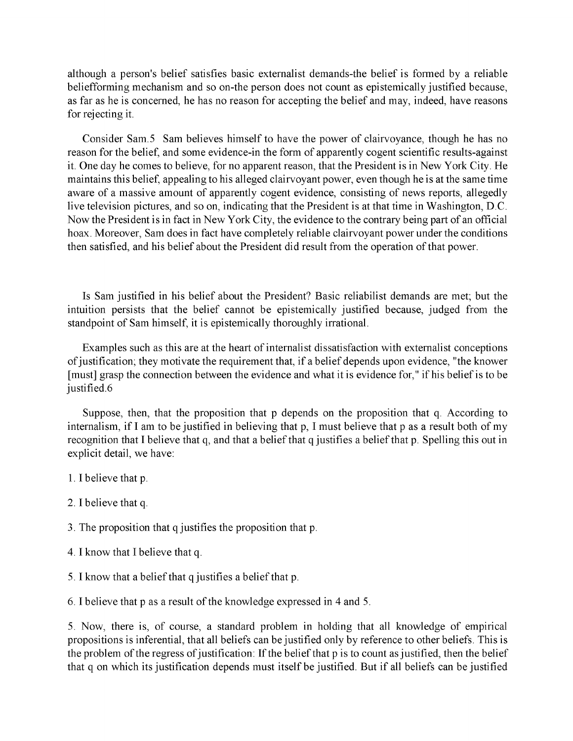although a person's belief satisfies basic externalist demands-the belief is formed by a reliable beliefforming mechanism and so on-the person does not count as epistemically justified because, as far as he is concerned, he has no reason for accepting the belief and may, indeed, have reasons for rejecting it.

Consider Sam.5 Sam believes himself to have the power of clairvoyance, though he has no reason for the belief, and some evidence-in the form of apparently cogent scientific results-against it. One day he comes to believe, for no apparent reason, that the President is in New York City. He maintains this belief, appealing to his alleged clairvoyant power, even though he is at the same time aware of a massive amount of apparently cogent evidence, consisting of news reports, allegedly live television pictures, and so on, indicating that the President is at that time in Washington, D.C. Now the President is in fact in New York City, the evidence to the contrary being part of an official hoax. Moreover, Sam does in fact have completely reliable clairvoyant power under the conditions then satisfied, and his belief about the President did result from the operation of that power.

Is Sam justified in his belief about the President? Basic reliabilist demands are met; but the intuition persists that the belief cannot be epistemically justified because, judged from the standpoint of Sam himself, it is epistemically thoroughly irrational.

Examples such as this are at the heart of internalist dissatisfaction with externalist conceptions of justification; they motivate the requirement that, if a belief depends upon evidence, "the knower [must] grasp the connection between the evidence and what it is evidence for," if his belief is to be justified.6

Suppose, then, that the proposition that p depends on the proposition that q. According to internalism, if I am to be justified in believing that p, I must believe that p as a result both of my recognition that I believe that q, and that a belief that q justifies a belief that p. Spelling this out in explicit detail, we have:

1. I believe that p.

2. I believe that q.

3. The proposition that q justifies the proposition that p.

4. I know that I believe that q.

5. I know that a belief that q justifies a belief that p.

6. I believe that p as a result of the knowledge expressed in 4 and 5.

5. Now, there is, of course, a standard problem in holding that all knowledge of empirical propositions is inferential, that all beliefs can be justified only by reference to other beliefs. This is the problem of the regress of justification: If the belief that p is to count as justified, then the belief that q on which its justification depends must itself be justified. But if all beliefs can be justified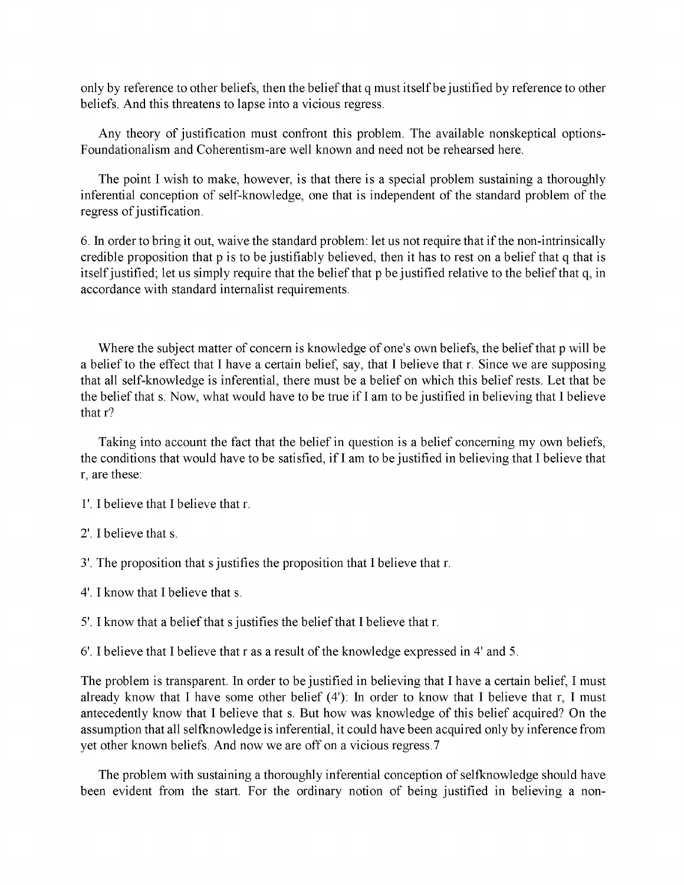only by reference to other beliefs, then the belief that q must itself be justified by reference to other beliefs. And this threatens to lapse into a vicious regress.

Any theory of justification must confront this problem. The available nonskeptical options-Foundationalism and Coherentism-are well known and need not be rehearsed here.

The point I wish to make, however, is that there is a special problem sustaining a thoroughly inferential conception of self-knowledge, one that is independent of the standard problem of the regress of justification.

6. In order to bring it out, waive the standard problem: let us not require that if the non-intrinsically credible proposition that p is to be justifiably believed, then it has to rest on a belief that q that is itself justified; let us simply require that the belief that p be justified relative to the belief that q, in accordance with standard internalist requirements.

Where the subject matter of concern is knowledge of one's own beliefs, the belief that p will be a belief to the effect that I have a certain belief, say, that I believe that r. Since we are supposing that all self-knowledge is inferential, there must be a belief on which this belief rests. Let that be the belief that s. Now, what would have to be true if I am to be justified in believing that I believe that r?

Taking into account the fact that the belief in question is a belief concerning my own beliefs, the conditions that would have to be satisfied, if I am to be justified in believing that I believe that r, are these:

1'. I believe that I believe that r.

2'. I believe that s.

3'. The proposition that s justifies the proposition that I believe that r.

4'. I know that I believe that s.

5'. I know that a belief that s justifies the belief that I believe that r.

6'. I believe that I believe that r as a result of the knowledge expressed in 4' and 5.

The problem is transparent. In order to be justified in believing that I have a certain belief, I must already know that I have some other belief (4'): In order to know that I believe that r, I must antecedently know that I believe that s. But how was knowledge of this belief acquired? On the assumption that all selfknowledge is inferential, it could have been acquired only by inference from yet other known beliefs. And now we are off on a vicious regress.7

The problem with sustaining a thoroughly inferential conception of selfknowledge should have been evident from the start. For the ordinary notion of being justified in believing a non-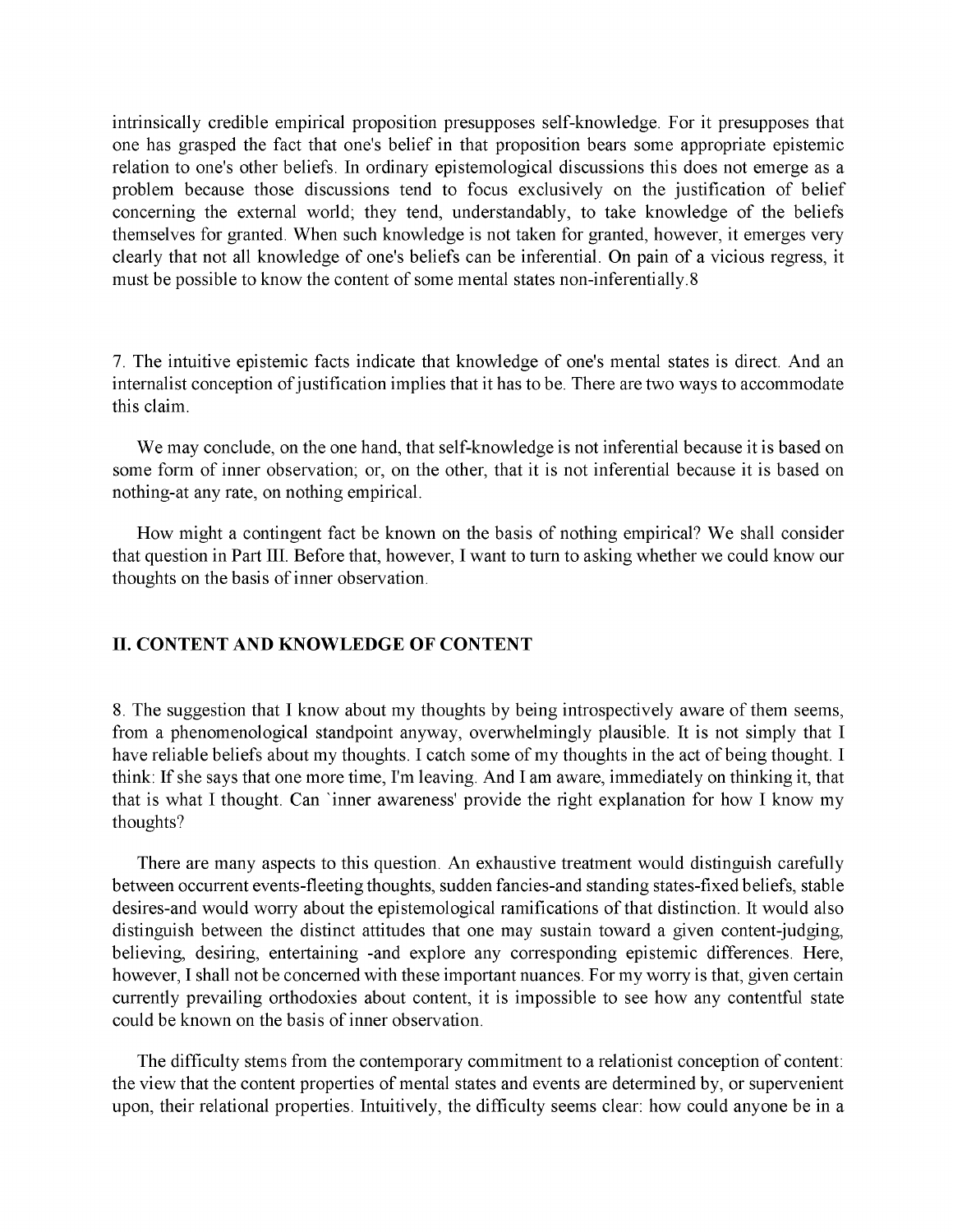intrinsically credible empirical proposition presupposes self-knowledge. For it presupposes that one has grasped the fact that one's belief in that proposition bears some appropriate epistemic relation to one's other beliefs. In ordinary epistemological discussions this does not emerge as a problem because those discussions tend to focus exclusively on the justification of belief concerning the external world; they tend, understandably, to take knowledge of the beliefs themselves for granted. When such knowledge is not taken for granted, however, it emerges very clearly that not all knowledge of one's beliefs can be inferential. On pain of a vicious regress, it must be possible to know the content of some mental states non-inferentially.8

7. The intuitive epistemic facts indicate that knowledge of one's mental states is direct. And an internalist conception of justification implies that it has to be. There are two ways to accommodate this claim.

We may conclude, on the one hand, that self-knowledge is not inferential because it is based on some form of inner observation; or, on the other, that it is not inferential because it is based on nothing-at any rate, on nothing empirical.

How might a contingent fact be known on the basis of nothing empirical? We shall consider that question in Part III. Before that, however, I want to turn to asking whether we could know our thoughts on the basis of inner observation.

## II. CONTENT AND KNOWLEDGE OF CONTENT

8. The suggestion that I know about my thoughts by being introspectively aware of them seems, from a phenomenological standpoint anyway, overwhelmingly plausible. It is not simply that I have reliable beliefs about my thoughts. I catch some of my thoughts in the act of being thought. I think: If she says that one more time, I'm leaving. And I am aware, immediately on thinking it, that that is what I thought. Can `inner awareness' provide the right explanation for how I know my thoughts?

There are many aspects to this question. An exhaustive treatment would distinguish carefully between occurrent events-fleeting thoughts, sudden fancies-and standing states-fixed beliefs, stable desires-and would worry about the epistemological ramifications of that distinction. It would also distinguish between the distinct attitudes that one may sustain toward a given content-judging, believing, desiring, entertaining -and explore any corresponding epistemic differences. Here, however, I shall not be concerned with these important nuances. For my worry is that, given certain currently prevailing orthodoxies about content, it is impossible to see how any contentful state could be known on the basis of inner observation.

The difficulty stems from the contemporary commitment to a relationist conception of content: the view that the content properties of mental states and events are determined by, or supervenient upon, their relational properties. Intuitively, the difficulty seems clear: how could anyone be in a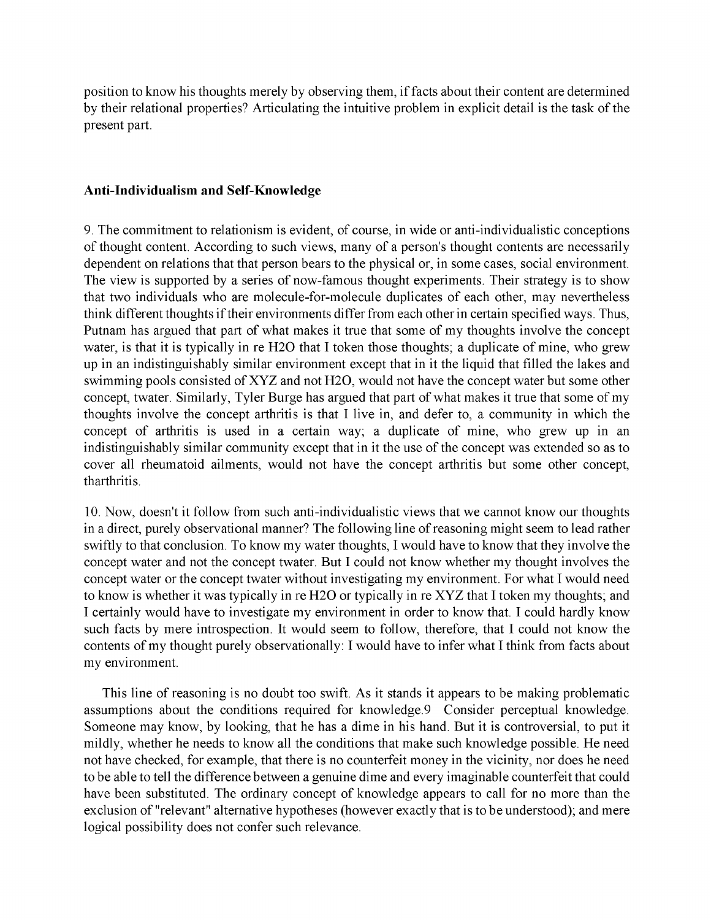position to know his thoughts merely by observing them, if facts about their content are determined by their relational properties? Articulating the intuitive problem in explicit detail is the task of the present part.

### Anti-Individualism and Self-Knowledge

9. The commitment to relationism is evident, of course, in wide or anti-individualistic conceptions of thought content. According to such views, many of a person's thought contents are necessarily dependent on relations that that person bears to the physical or, in some cases, social environment. The view is supported by a series of now-famous thought experiments. Their strategy is to show that two individuals who are molecule-for-molecule duplicates of each other, may nevertheless think different thoughts if their environments differ from each other in certain specified ways. Thus, Putnam has argued that part of what makes it true that some of my thoughts involve the concept water, is that it is typically in re $H_2O$ that I token those thoughts; a duplicate of mine, who grew up in an indistinguishably similar environment except that in it the liquid that filled the lakes and swimming pools consisted of XYZ and not $H_2O$, would not have the concept water but some other concept, twater. Similarly, Tyler Burge has argued that part of what makes it true that some of my thoughts involve the concept arthritis is that I live in, and defer to, a community in which the concept of arthritis is used in a certain way; a duplicate of mine, who grew up in an indistinguishably similar community except that in it the use of the concept was extended so as to cover all rheumatoid ailments, would not have the concept arthritis but some other concept, tharthritis.

10. Now, doesn't it follow from such anti-individualistic views that we cannot know our thoughts in a direct, purely observational manner? The following line of reasoning might seem to lead rather swiftly to that conclusion. To know my water thoughts, I would have to know that they involve the concept water and not the concept twater. But I could not know whether my thought involves the concept water or the concept twater without investigating my environment. For what I would need to know is whether it was typically in re $H_2O$ or typically in re XYZ that I token my thoughts; and I certainly would have to investigate my environment in order to know that. I could hardly know such facts by mere introspection. It would seem to follow, therefore, that I could not know the contents of my thought purely observationally: I would have to infer what I think from facts about my environment.

This line of reasoning is no doubt too swift. As it stands it appears to be making problematic assumptions about the conditions required for knowledge.[9] Consider perceptual knowledge. Someone may know, by looking, that he has a dime in his hand. But it is controversial, to put it mildly, whether he needs to know all the conditions that make such knowledge possible. He need not have checked, for example, that there is no counterfeit money in the vicinity, nor does he need to be able to tell the difference between a genuine dime and every imaginable counterfeit that could have been substituted. The ordinary concept of knowledge appears to call for no more than the exclusion of "relevant" alternative hypotheses (however exactly that is to be understood); and mere logical possibility does not confer such relevance.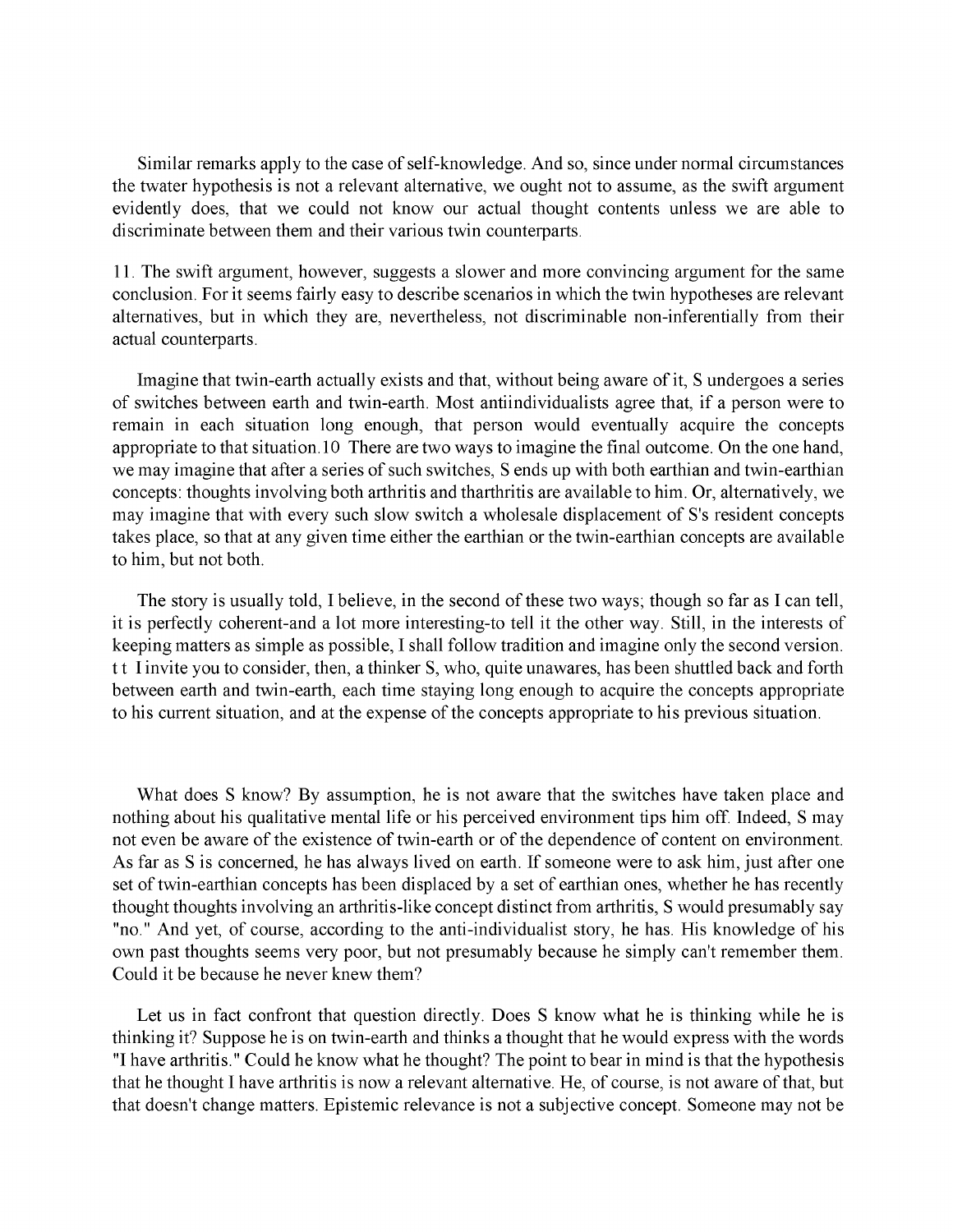Similar remarks apply to the case of self-knowledge. And so, since under normal circumstances the twater hypothesis is not a relevant alternative, we ought not to assume, as the swift argument evidently does, that we could not know our actual thought contents unless we are able to discriminate between them and their various twin counterparts.

11. The swift argument, however, suggests a slower and more convincing argument for the same conclusion. For it seems fairly easy to describe scenarios in which the twin hypotheses are relevant alternatives, but in which they are, nevertheless, not discriminable non-inferentially from their actual counterparts.

Imagine that twin-earth actually exists and that, without being aware of it, S undergoes a series of switches between earth and twin-earth. Most antiindividualists agree that, if a person were to remain in each situation long enough, that person would eventually acquire the concepts appropriate to that situation.10 There are two ways to imagine the final outcome. On the one hand, we may imagine that after a series of such switches, S ends up with both earthian and twin-earthian concepts: thoughts involving both arthritis and tharthritis are available to him. Or, alternatively, we may imagine that with every such slow switch a wholesale displacement of S's resident concepts takes place, so that at any given time either the earthian or the twin-earthian concepts are available to him, but not both.

The story is usually told, I believe, in the second of these two ways; though so far as I can tell, it is perfectly coherent-and a lot more interesting-to tell it the other way. Still, in the interests of keeping matters as simple as possible, I shall follow tradition and imagine only the second version. t t I invite you to consider, then, a thinker S, who, quite unawares, has been shuttled back and forth between earth and twin-earth, each time staying long enough to acquire the concepts appropriate to his current situation, and at the expense of the concepts appropriate to his previous situation.

What does S know? By assumption, he is not aware that the switches have taken place and nothing about his qualitative mental life or his perceived environment tips him off. Indeed, S may not even be aware of the existence of twin-earth or of the dependence of content on environment. As far as S is concerned, he has always lived on earth. If someone were to ask him, just after one set of twin-earthian concepts has been displaced by a set of earthian ones, whether he has recently thought thoughts involving an arthritis-like concept distinct from arthritis, S would presumably say "no." And yet, of course, according to the anti-individualist story, he has. His knowledge of his own past thoughts seems very poor, but not presumably because he simply can't remember them. Could it be because he never knew them?

Let us in fact confront that question directly. Does S know what he is thinking while he is thinking it? Suppose he is on twin-earth and thinks a thought that he would express with the words "I have arthritis." Could he know what he thought? The point to bear in mind is that the hypothesis that he thought I have arthritis is now a relevant alternative. He, of course, is not aware of that, but that doesn't change matters. Epistemic relevance is not a subjective concept. Someone may not be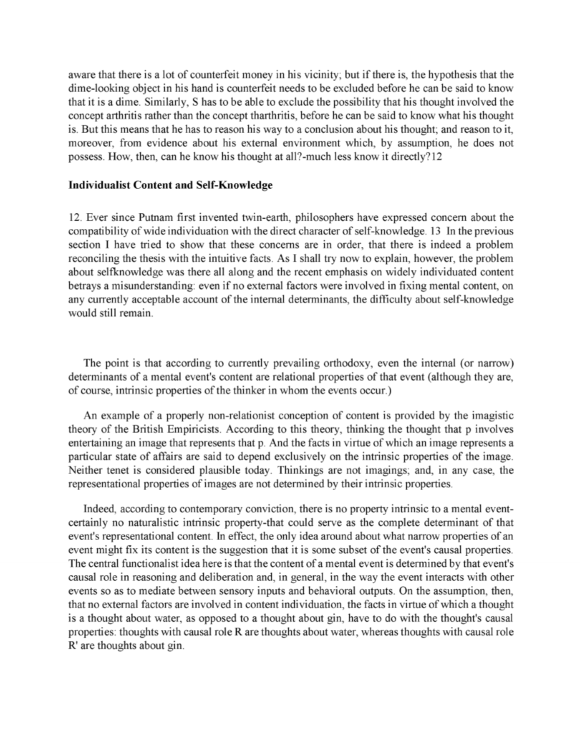aware that there is a lot of counterfeit money in his vicinity; but if there is, the hypothesis that the dime-looking object in his hand is counterfeit needs to be excluded before he can be said to know that it is a dime. Similarly, S has to be able to exclude the possibility that his thought involved the concept arthritis rather than the concept tharthritis, before he can be said to know what his thought is. But this means that he has to reason his way to a conclusion about his thought; and reason to it, moreover, from evidence about his external environment which, by assumption, he does not possess. How, then, can he know his thought at all?-much less know it directly?12

### Individualist Content and Self-Knowledge

12. Ever since Putnam first invented twin-earth, philosophers have expressed concern about the compatibility of wide individuation with the direct character of self-knowledge. 13 In the previous section I have tried to show that these concerns are in order, that there is indeed a problem reconciling the thesis with the intuitive facts. As I shall try now to explain, however, the problem about selfknowledge was there all along and the recent emphasis on widely individuated content betrays a misunderstanding: even if no external factors were involved in fixing mental content, on any currently acceptable account of the internal determinants, the difficulty about self-knowledge would still remain.

The point is that according to currently prevailing orthodoxy, even the internal (or narrow) determinants of a mental event's content are relational properties of that event (although they are, of course, intrinsic properties of the thinker in whom the events occur.)

An example of a properly non-relationist conception of content is provided by the imagistic theory of the British Empiricists. According to this theory, thinking the thought that p involves entertaining an image that represents that p. And the facts in virtue of which an image represents a particular state of affairs are said to depend exclusively on the intrinsic properties of the image. Neither tenet is considered plausible today. Thinkings are not imagings; and, in any case, the representational properties of images are not determined by their intrinsic properties.

Indeed, according to contemporary conviction, there is no property intrinsic to a mental event-certainly no naturalistic intrinsic property-that could serve as the complete determinant of that event's representational content. In effect, the only idea around about what narrow properties of an event might fix its content is the suggestion that it is some subset of the event's causal properties. The central functionalist idea here is that the content of a mental event is determined by that event's causal role in reasoning and deliberation and, in general, in the way the event interacts with other events so as to mediate between sensory inputs and behavioral outputs. On the assumption, then, that no external factors are involved in content individuation, the facts in virtue of which a thought is a thought about water, as opposed to a thought about gin, have to do with the thought's causal properties: thoughts with causal role R are thoughts about water, whereas thoughts with causal role R' are thoughts about gin.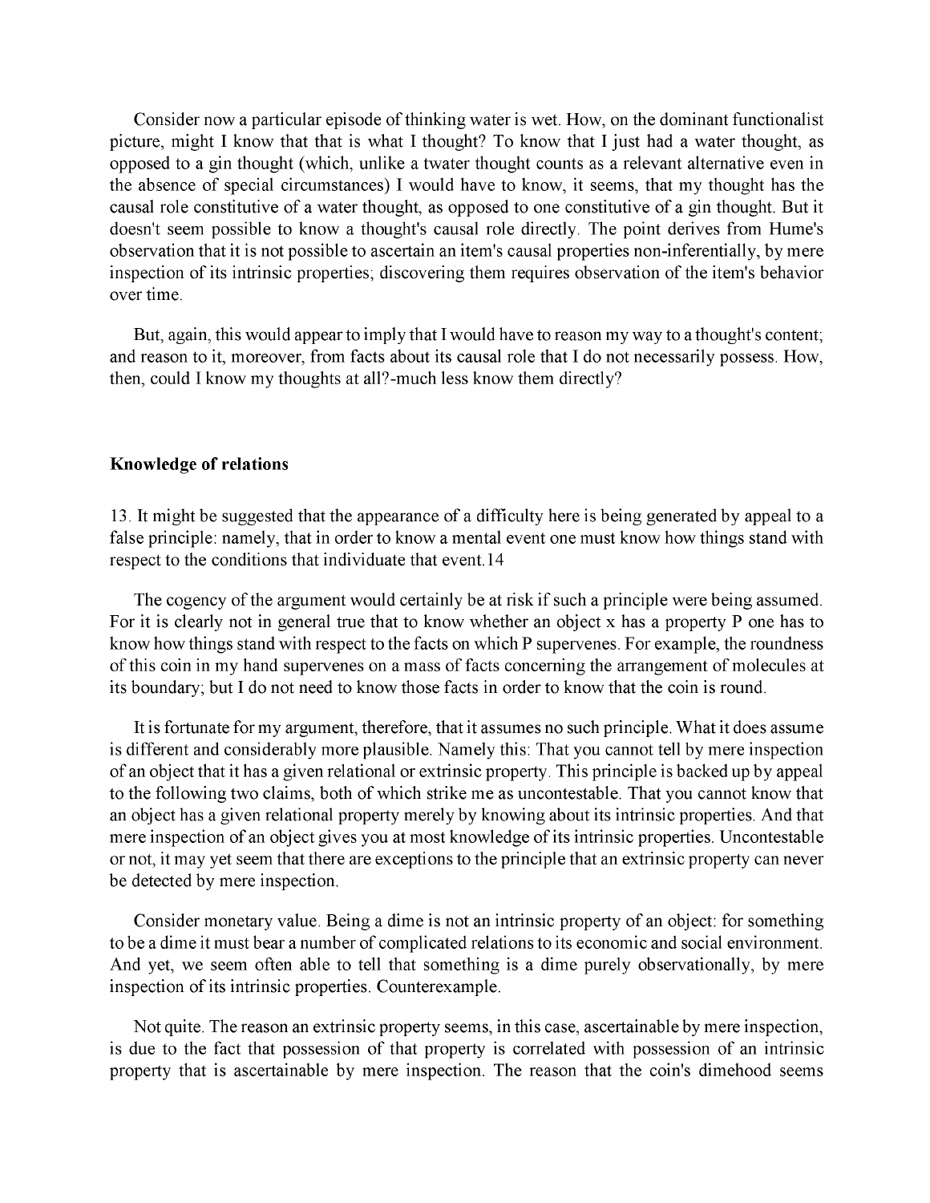Consider now a particular episode of thinking water is wet. How, on the dominant functionalist picture, might I know that that is what I thought? To know that I just had a water thought, as opposed to a gin thought (which, unlike a twater thought counts as a relevant alternative even in the absence of special circumstances) I would have to know, it seems, that my thought has the causal role constitutive of a water thought, as opposed to one constitutive of a gin thought. But it doesn't seem possible to know a thought's causal role directly. The point derives from Hume's observation that it is not possible to ascertain an item's causal properties non-inferentially, by mere inspection of its intrinsic properties; discovering them requires observation of the item's behavior over time.

But, again, this would appear to imply that I would have to reason my way to a thought's content; and reason to it, moreover, from facts about its causal role that I do not necessarily possess. How, then, could I know my thoughts at all?-much less know them directly?

## Knowledge of relations

13. It might be suggested that the appearance of a difficulty here is being generated by appeal to a false principle: namely, that in order to know a mental event one must know how things stand with respect to the conditions that individuate that event.[14]

The cogency of the argument would certainly be at risk if such a principle were being assumed. For it is clearly not in general true that to know whether an object x has a property P one has to know how things stand with respect to the facts on which P supervenes. For example, the roundness of this coin in my hand supervenes on a mass of facts concerning the arrangement of molecules at its boundary; but I do not need to know those facts in order to know that the coin is round.

It is fortunate for my argument, therefore, that it assumes no such principle. What it does assume is different and considerably more plausible. Namely this: That you cannot tell by mere inspection of an object that it has a given relational or extrinsic property. This principle is backed up by appeal to the following two claims, both of which strike me as uncontestable. That you cannot know that an object has a given relational property merely by knowing about its intrinsic properties. And that mere inspection of an object gives you at most knowledge of its intrinsic properties. Uncontestable or not, it may yet seem that there are exceptions to the principle that an extrinsic property can never be detected by mere inspection.

Consider monetary value. Being a dime is not an intrinsic property of an object: for something to be a dime it must bear a number of complicated relations to its economic and social environment. And yet, we seem often able to tell that something is a dime purely observationally, by mere inspection of its intrinsic properties. Counterexample.

Not quite. The reason an extrinsic property seems, in this case, ascertainable by mere inspection, is due to the fact that possession of that property is correlated with possession of an intrinsic property that is ascertainable by mere inspection. The reason that the coin's dimehood seems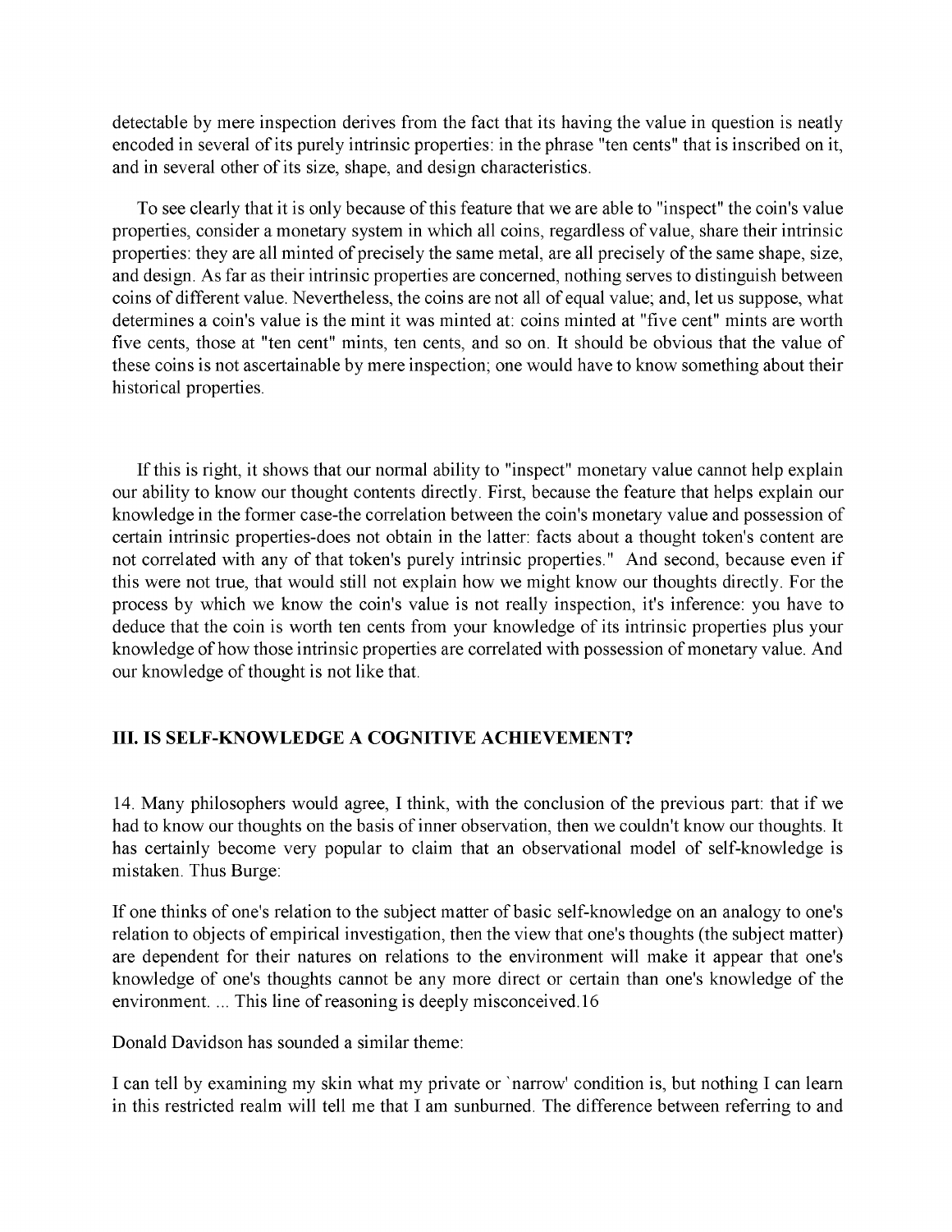detectable by mere inspection derives from the fact that its having the value in question is neatly encoded in several of its purely intrinsic properties: in the phrase "ten cents" that is inscribed on it, and in several other of its size, shape, and design characteristics.

To see clearly that it is only because of this feature that we are able to "inspect" the coin's value properties, consider a monetary system in which all coins, regardless of value, share their intrinsic properties: they are all minted of precisely the same metal, are all precisely of the same shape, size, and design. As far as their intrinsic properties are concerned, nothing serves to distinguish between coins of different value. Nevertheless, the coins are not all of equal value; and, let us suppose, what determines a coin's value is the mint it was minted at: coins minted at "five cent" mints are worth five cents, those at "ten cent" mints, ten cents, and so on. It should be obvious that the value of these coins is not ascertainable by mere inspection; one would have to know something about their historical properties.

If this is right, it shows that our normal ability to "inspect" monetary value cannot help explain our ability to know our thought contents directly. First, because the feature that helps explain our knowledge in the former case-the correlation between the coin's monetary value and possession of certain intrinsic properties-does not obtain in the latter: facts about a thought token's content are not correlated with any of that token's purely intrinsic properties." And second, because even if this were not true, that would still not explain how we might know our thoughts directly. For the process by which we know the coin's value is not really inspection, it's inference: you have to deduce that the coin is worth ten cents from your knowledge of its intrinsic properties plus your knowledge of how those intrinsic properties are correlated with possession of monetary value. And our knowledge of thought is not like that.

## III. IS SELF-KNOWLEDGE A COGNITIVE ACHIEVEMENT?

14. Many philosophers would agree, I think, with the conclusion of the previous part: that if we had to know our thoughts on the basis of inner observation, then we couldn't know our thoughts. It has certainly become very popular to claim that an observational model of self-knowledge is mistaken. Thus Burge:

If one thinks of one's relation to the subject matter of basic self-knowledge on an analogy to one's relation to objects of empirical investigation, then the view that one's thoughts (the subject matter) are dependent for their natures on relations to the environment will make it appear that one's knowledge of one's thoughts cannot be any more direct or certain than one's knowledge of the environment. ... This line of reasoning is deeply misconceived.16

Donald Davidson has sounded a similar theme:

I can tell by examining my skin what my private or `narrow' condition is, but nothing I can learn in this restricted realm will tell me that I am sunburned. The difference between referring to and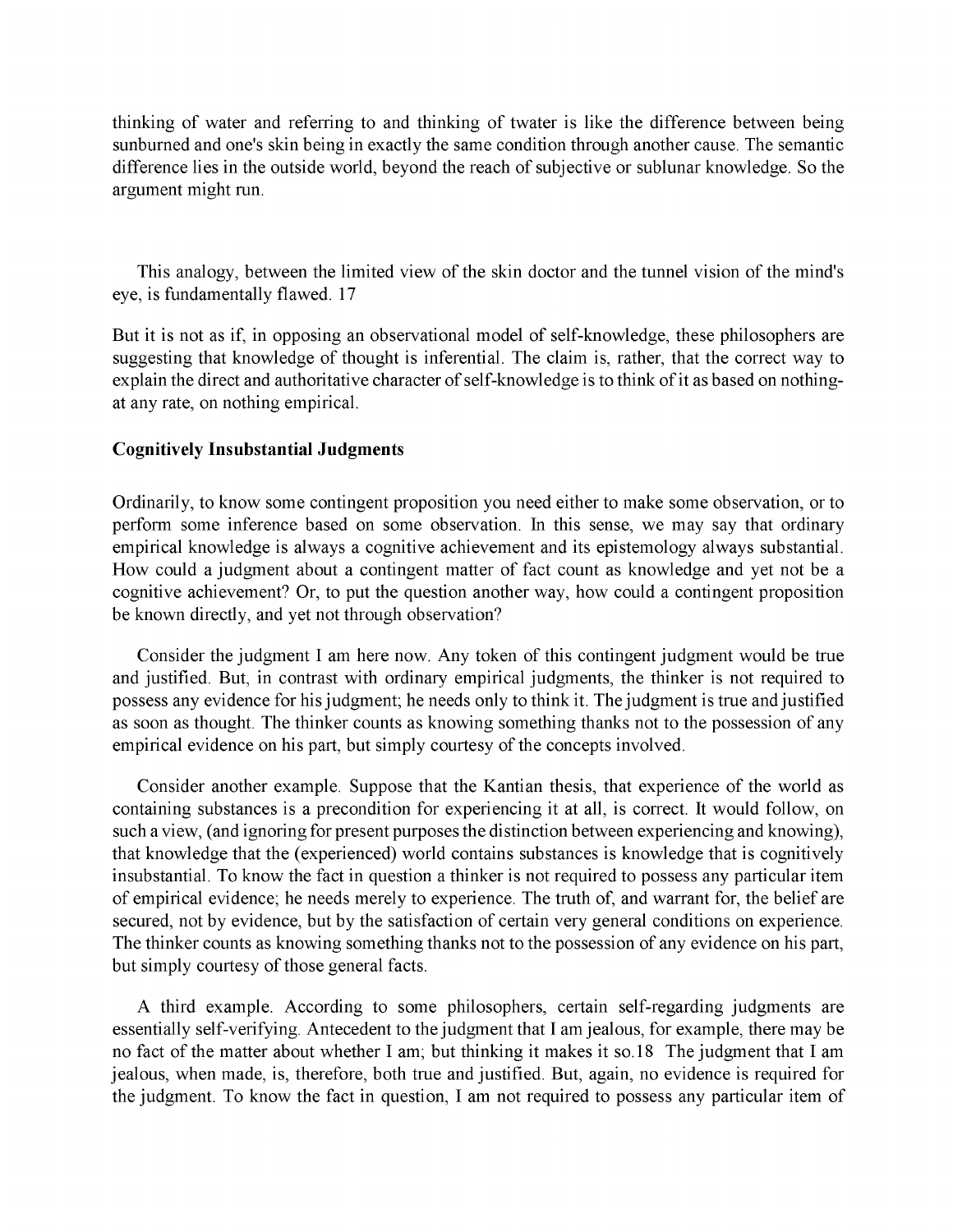thinking of water and referring to and thinking of twater is like the difference between being sunburned and one's skin being in exactly the same condition through another cause. The semantic difference lies in the outside world, beyond the reach of subjective or sublunar knowledge. So the argument might run.

This analogy, between the limited view of the skin doctor and the tunnel vision of the mind's eye, is fundamentally flawed. 17

But it is not as if, in opposing an observational model of self-knowledge, these philosophers are suggesting that knowledge of thought is inferential. The claim is, rather, that the correct way to explain the direct and authoritative character of self-knowledge is to think of it as based on nothing-at any rate, on nothing empirical.

### Cognitively Insubstantial Judgments

Ordinarily, to know some contingent proposition you need either to make some observation, or to perform some inference based on some observation. In this sense, we may say that ordinary empirical knowledge is always a cognitive achievement and its epistemology always substantial. How could a judgment about a contingent matter of fact count as knowledge and yet not be a cognitive achievement? Or, to put the question another way, how could a contingent proposition be known directly, and yet not through observation?

Consider the judgment I am here now. Any token of this contingent judgment would be true and justified. But, in contrast with ordinary empirical judgments, the thinker is not required to possess any evidence for his judgment; he needs only to think it. The judgment is true and justified as soon as thought. The thinker counts as knowing something thanks not to the possession of any empirical evidence on his part, but simply courtesy of the concepts involved.

Consider another example. Suppose that the Kantian thesis, that experience of the world as containing substances is a precondition for experiencing it at all, is correct. It would follow, on such a view, (and ignoring for present purposes the distinction between experiencing and knowing), that knowledge that the (experienced) world contains substances is knowledge that is cognitively insubstantial. To know the fact in question a thinker is not required to possess any particular item of empirical evidence; he needs merely to experience. The truth of, and warrant for, the belief are secured, not by evidence, but by the satisfaction of certain very general conditions on experience. The thinker counts as knowing something thanks not to the possession of any evidence on his part, but simply courtesy of those general facts.

A third example. According to some philosophers, certain self-regarding judgments are essentially self-verifying. Antecedent to the judgment that I am jealous, for example, there may be no fact of the matter about whether I am; but thinking it makes it so.18 The judgment that I am jealous, when made, is, therefore, both true and justified. But, again, no evidence is required for the judgment. To know the fact in question, I am not required to possess any particular item of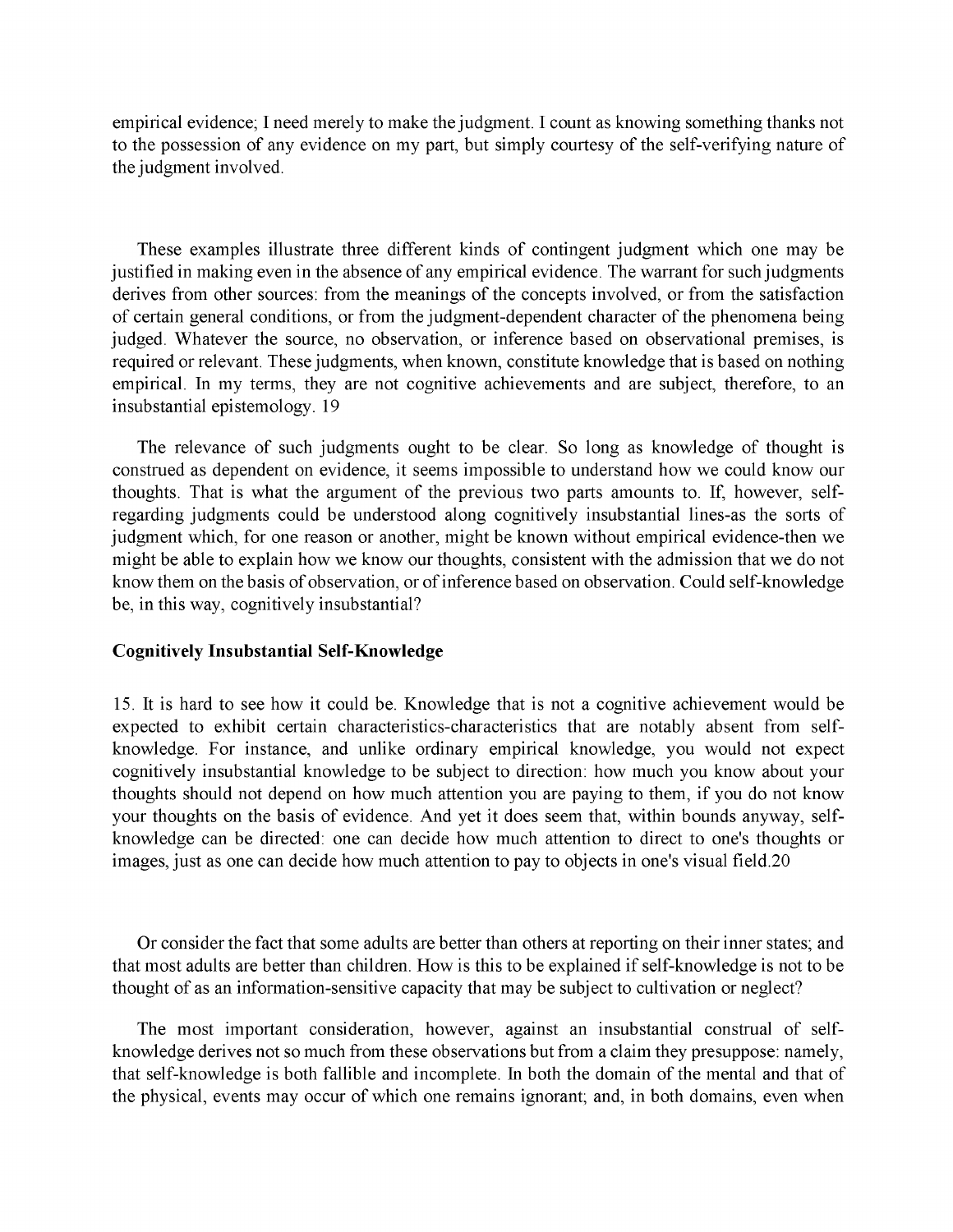empirical evidence; I need merely to make the judgment. I count as knowing something thanks not to the possession of any evidence on my part, but simply courtesy of the self-verifying nature of the judgment involved.

These examples illustrate three different kinds of contingent judgment which one may be justified in making even in the absence of any empirical evidence. The warrant for such judgments derives from other sources: from the meanings of the concepts involved, or from the satisfaction of certain general conditions, or from the judgment-dependent character of the phenomena being judged. Whatever the source, no observation, or inference based on observational premises, is required or relevant. These judgments, when known, constitute knowledge that is based on nothing empirical. In my terms, they are not cognitive achievements and are subject, therefore, to an insubstantial epistemology. 19

The relevance of such judgments ought to be clear. So long as knowledge of thought is construed as dependent on evidence, it seems impossible to understand how we could know our thoughts. That is what the argument of the previous two parts amounts to. If, however, self-regarding judgments could be understood along cognitively insubstantial lines-as the sorts of judgment which, for one reason or another, might be known without empirical evidence-then we might be able to explain how we know our thoughts, consistent with the admission that we do not know them on the basis of observation, or of inference based on observation. Could self-knowledge be, in this way, cognitively insubstantial?

**Cognitively Insubstantial Self-Knowledge**

15. It is hard to see how it could be. Knowledge that is not a cognitive achievement would be expected to exhibit certain characteristics-characteristics that are notably absent from self-knowledge. For instance, and unlike ordinary empirical knowledge, you would not expect cognitively insubstantial knowledge to be subject to direction: how much you know about your thoughts should not depend on how much attention you are paying to them, if you do not know your thoughts on the basis of evidence. And yet it does seem that, within bounds anyway, self-knowledge can be directed: one can decide how much attention to direct to one's thoughts or images, just as one can decide how much attention to pay to objects in one's visual field.20

Or consider the fact that some adults are better than others at reporting on their inner states; and that most adults are better than children. How is this to be explained if self-knowledge is not to be thought of as an information-sensitive capacity that may be subject to cultivation or neglect?

The most important consideration, however, against an insubstantial construal of self-knowledge derives not so much from these observations but from a claim they presuppose: namely, that self-knowledge is both fallible and incomplete. In both the domain of the mental and that of the physical, events may occur of which one remains ignorant; and, in both domains, even when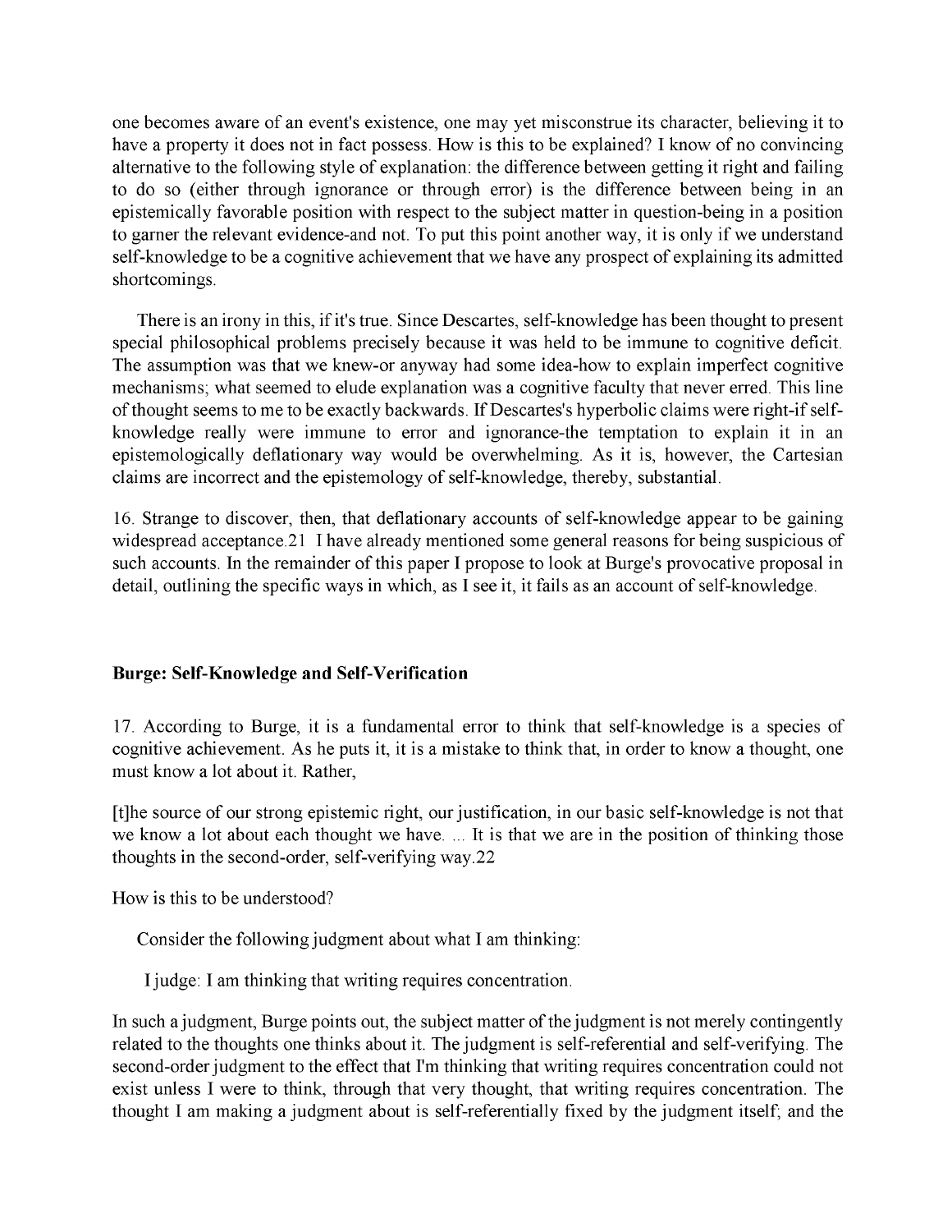one becomes aware of an event's existence, one may yet misconstrue its character, believing it to have a property it does not in fact possess. How is this to be explained? I know of no convincing alternative to the following style of explanation: the difference between getting it right and failing to do so (either through ignorance or through error) is the difference between being in an epistemically favorable position with respect to the subject matter in question-being in a position to garner the relevant evidence-and not. To put this point another way, it is only if we understand self-knowledge to be a cognitive achievement that we have any prospect of explaining its admitted shortcomings.

There is an irony in this, if it's true. Since Descartes, self-knowledge has been thought to present special philosophical problems precisely because it was held to be immune to cognitive deficit. The assumption was that we knew-or anyway had some idea-how to explain imperfect cognitive mechanisms; what seemed to elude explanation was a cognitive faculty that never erred. This line of thought seems to me to be exactly backwards. If Descartes's hyperbolic claims were right-if self-knowledge really were immune to error and ignorance-the temptation to explain it in an epistemologically deflationary way would be overwhelming. As it is, however, the Cartesian claims are incorrect and the epistemology of self-knowledge, thereby, substantial.

16. Strange to discover, then, that deflationary accounts of self-knowledge appear to be gaining widespread acceptance.21 I have already mentioned some general reasons for being suspicious of such accounts. In the remainder of this paper I propose to look at Burge's provocative proposal in detail, outlining the specific ways in which, as I see it, it fails as an account of self-knowledge.

## Burge: Self-Knowledge and Self-Verification

17. According to Burge, it is a fundamental error to think that self-knowledge is a species of cognitive achievement. As he puts it, it is a mistake to think that, in order to know a thought, one must know a lot about it. Rather,

[t]he source of our strong epistemic right, our justification, in our basic self-knowledge is not that we know a lot about each thought we have. ... It is that we are in the position of thinking those thoughts in the second-order, self-verifying way.22

How is this to be understood?

Consider the following judgment about what I am thinking:

I judge: I am thinking that writing requires concentration.

In such a judgment, Burge points out, the subject matter of the judgment is not merely contingently related to the thoughts one thinks about it. The judgment is self-referential and self-verifying. The second-order judgment to the effect that I'm thinking that writing requires concentration could not exist unless I were to think, through that very thought, that writing requires concentration. The thought I am making a judgment about is self-referentially fixed by the judgment itself; and the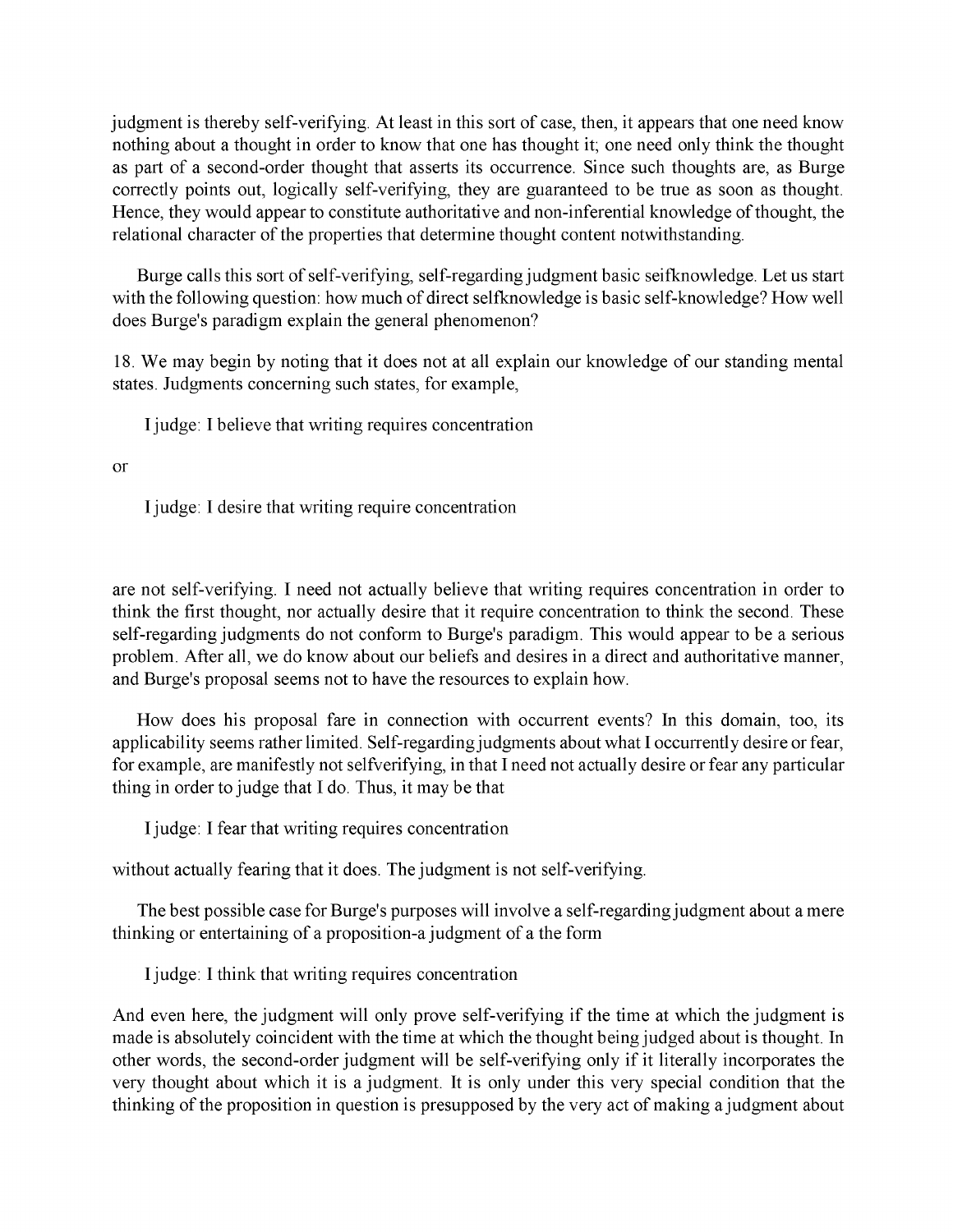judgment is thereby self-verifying. At least in this sort of case, then, it appears that one need know nothing about a thought in order to know that one has thought it; one need only think the thought as part of a second-order thought that asserts its occurrence. Since such thoughts are, as Burge correctly points out, logically self-verifying, they are guaranteed to be true as soon as thought. Hence, they would appear to constitute authoritative and non-inferential knowledge of thought, the relational character of the properties that determine thought content notwithstanding.

Burge calls this sort of self-verifying, self-regarding judgment basic seifknowledge. Let us start with the following question: how much of direct selfknowledge is basic self-knowledge? How well does Burge's paradigm explain the general phenomenon?

18. We may begin by noting that it does not at all explain our knowledge of our standing mental states. Judgments concerning such states, for example,

> I judge: I believe that writing requires concentration

or

> I judge: I desire that writing require concentration

are not self-verifying. I need not actually believe that writing requires concentration in order to think the first thought, nor actually desire that it require concentration to think the second. These self-regarding judgments do not conform to Burge's paradigm. This would appear to be a serious problem. After all, we do know about our beliefs and desires in a direct and authoritative manner, and Burge's proposal seems not to have the resources to explain how.

How does his proposal fare in connection with occurrent events? In this domain, too, its applicability seems rather limited. Self-regarding judgments about what I occurrently desire or fear, for example, are manifestly not selfverifying, in that I need not actually desire or fear any particular thing in order to judge that I do. Thus, it may be that

> I judge: I fear that writing requires concentration

without actually fearing that it does. The judgment is not self-verifying.

The best possible case for Burge's purposes will involve a self-regarding judgment about a mere thinking or entertaining of a proposition-a judgment of a the form

> I judge: I think that writing requires concentration

And even here, the judgment will only prove self-verifying if the time at which the judgment is made is absolutely coincident with the time at which the thought being judged about is thought. In other words, the second-order judgment will be self-verifying only if it literally incorporates the very thought about which it is a judgment. It is only under this very special condition that the thinking of the proposition in question is presupposed by the very act of making a judgment about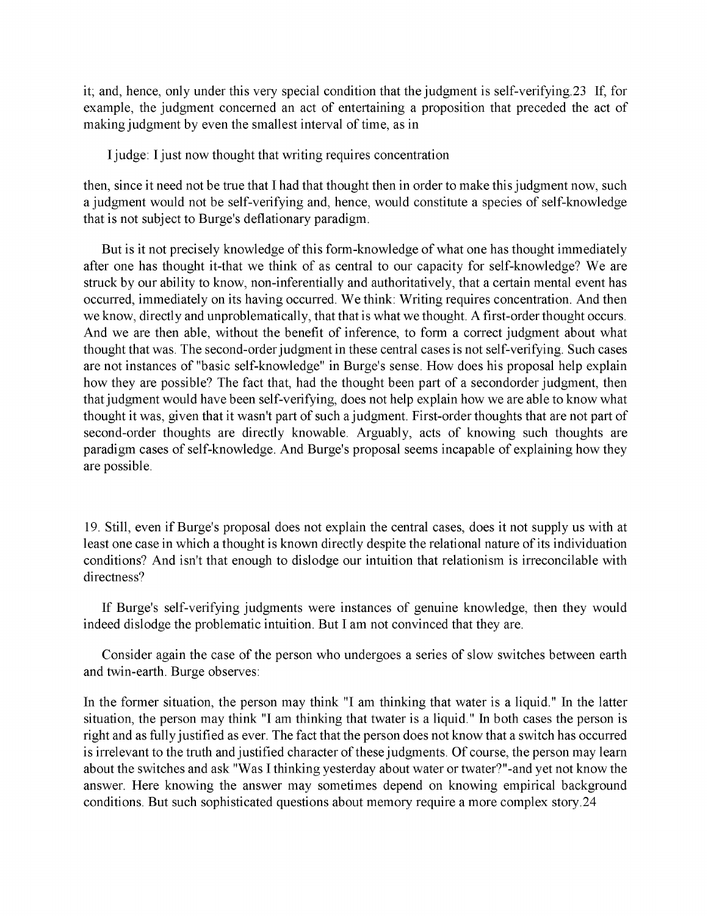it; and, hence, only under this very special condition that the judgment is self-verifying.23 If, for example, the judgment concerned an act of entertaining a proposition that preceded the act of making judgment by even the smallest interval of time, as in

I judge: I just now thought that writing requires concentration

then, since it need not be true that I had that thought then in order to make this judgment now, such a judgment would not be self-verifying and, hence, would constitute a species of self-knowledge that is not subject to Burge's deflationary paradigm.

But is it not precisely knowledge of this form-knowledge of what one has thought immediately after one has thought it-that we think of as central to our capacity for self-knowledge? We are struck by our ability to know, non-inferentially and authoritatively, that a certain mental event has occurred, immediately on its having occurred. We think: Writing requires concentration. And then we know, directly and unproblematically, that that is what we thought. A first-order thought occurs. And we are then able, without the benefit of inference, to form a correct judgment about what thought that was. The second-order judgment in these central cases is not self-verifying. Such cases are not instances of "basic self-knowledge" in Burge's sense. How does his proposal help explain how they are possible? The fact that, had the thought been part of a secondorder judgment, then that judgment would have been self-verifying, does not help explain how we are able to know what thought it was, given that it wasn't part of such a judgment. First-order thoughts that are not part of second-order thoughts are directly knowable. Arguably, acts of knowing such thoughts are paradigm cases of self-knowledge. And Burge's proposal seems incapable of explaining how they are possible.

19. Still, even if Burge's proposal does not explain the central cases, does it not supply us with at least one case in which a thought is known directly despite the relational nature of its individuation conditions? And isn't that enough to dislodge our intuition that relationism is irreconcilable with directness?

If Burge's self-verifying judgments were instances of genuine knowledge, then they would indeed dislodge the problematic intuition. But I am not convinced that they are.

Consider again the case of the person who undergoes a series of slow switches between earth and twin-earth. Burge observes:

In the former situation, the person may think "I am thinking that water is a liquid." In the latter situation, the person may think "I am thinking that twater is a liquid." In both cases the person is right and as fully justified as ever. The fact that the person does not know that a switch has occurred is irrelevant to the truth and justified character of these judgments. Of course, the person may learn about the switches and ask "Was I thinking yesterday about water or twater?"-and yet not know the answer. Here knowing the answer may sometimes depend on knowing empirical background conditions. But such sophisticated questions about memory require a more complex story.24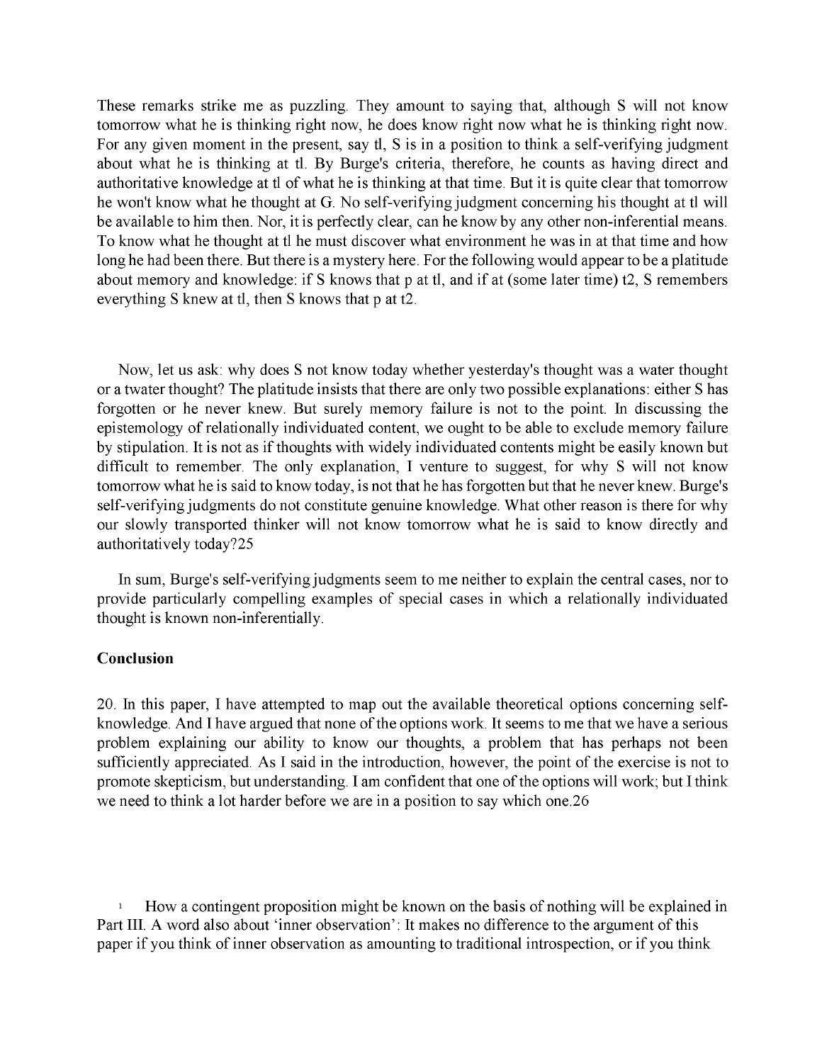These remarks strike me as puzzling. They amount to saying that, although S will not know tomorrow what he is thinking right now, he does know right now what he is thinking right now. For any given moment in the present, say tl, S is in a position to think a self-verifying judgment about what he is thinking at tl. By Burge's criteria, therefore, he counts as having direct and authoritative knowledge at tl of what he is thinking at that time. But it is quite clear that tomorrow he won't know what he thought at G. No self-verifying judgment concerning his thought at tl will be available to him then. Nor, it is perfectly clear, can he know by any other non-inferential means. To know what he thought at tl he must discover what environment he was in at that time and how long he had been there. But there is a mystery here. For the following would appear to be a platitude about memory and knowledge: if S knows that p at tl, and if at (some later time) t2, S remembers everything S knew at tl, then S knows that p at t2.

Now, let us ask: why does S not know today whether yesterday's thought was a water thought or a twater thought? The platitude insists that there are only two possible explanations: either S has forgotten or he never knew. But surely memory failure is not to the point. In discussing the epistemology of relationally individuated content, we ought to be able to exclude memory failure by stipulation. It is not as if thoughts with widely individuated contents might be easily known but difficult to remember. The only explanation, I venture to suggest, for why S will not know tomorrow what he is said to know today, is not that he has forgotten but that he never knew. Burge's self-verifying judgments do not constitute genuine knowledge. What other reason is there for why our slowly transported thinker will not know tomorrow what he is said to know directly and authoritatively today?[25]

In sum, Burge's self-verifying judgments seem to me neither to explain the central cases, nor to provide particularly compelling examples of special cases in which a relationally individuated thought is known non-inferentially.

**Conclusion**

20. In this paper, I have attempted to map out the available theoretical options concerning self-knowledge. And I have argued that none of the options work. It seems to me that we have a serious problem explaining our ability to know our thoughts, a problem that has perhaps not been sufficiently appreciated. As I said in the introduction, however, the point of the exercise is not to promote skepticism, but understanding. I am confident that one of the options will work; but I think we need to think a lot harder before we are in a position to say which one.[26]

[1] How a contingent proposition might be known on the basis of nothing will be explained in Part III. A word also about 'inner observation': It makes no difference to the argument of this paper if you think of inner observation as amounting to traditional introspection, or if you think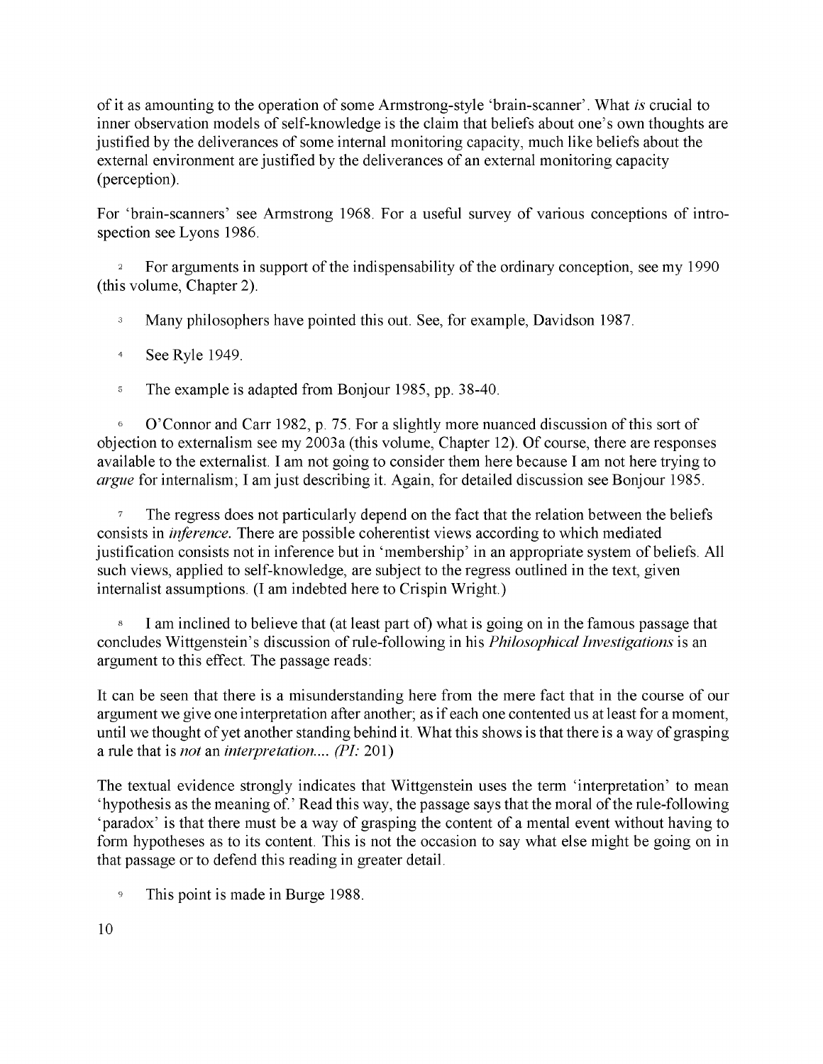of it as amounting to the operation of some Armstrong-style 'brain-scanner'. What *is* crucial to inner observation models of self-knowledge is the claim that beliefs about one's own thoughts are justified by the deliverances of some internal monitoring capacity, much like beliefs about the external environment are justified by the deliverances of an external monitoring capacity (perception).

For 'brain-scanners' see Armstrong 1968. For a useful survey of various conceptions of introspection see Lyons 1986.

[2] For arguments in support of the indispensability of the ordinary conception, see my 1990 (this volume, Chapter 2).

[3] Many philosophers have pointed this out. See, for example, Davidson 1987.

[4] See Ryle 1949.

[5] The example is adapted from Bonjour 1985, pp. 38-40.

[6] O'Connor and Carr 1982, p. 75. For a slightly more nuanced discussion of this sort of objection to externalism see my 2003a (this volume, Chapter 12). Of course, there are responses available to the externalist. I am not going to consider them here because I am not here trying to *argue* for internalism; I am just describing it. Again, for detailed discussion see Bonjour 1985.

[7] The regress does not particularly depend on the fact that the relation between the beliefs consists in *inference.* There are possible coherentist views according to which mediated justification consists not in inference but in 'membership' in an appropriate system of beliefs. All such views, applied to self-knowledge, are subject to the regress outlined in the text, given internalist assumptions. (I am indebted here to Crispin Wright.)

[8] I am inclined to believe that (at least part of) what is going on in the famous passage that concludes Wittgenstein's discussion of rule-following in his *Philosophical Investigations* is an argument to this effect. The passage reads:

It can be seen that there is a misunderstanding here from the mere fact that in the course of our argument we give one interpretation after another; as if each one contented us at least for a moment, until we thought of yet another standing behind it. What this shows is that there is a way of grasping a rule that is *not* an *interpretation.... (PI:* 201)

The textual evidence strongly indicates that Wittgenstein uses the term 'interpretation' to mean 'hypothesis as the meaning of.' Read this way, the passage says that the moral of the rule-following 'paradox' is that there must be a way of grasping the content of a mental event without having to form hypotheses as to its content. This is not the occasion to say what else might be going on in that passage or to defend this reading in greater detail.

[9] This point is made in Burge 1988.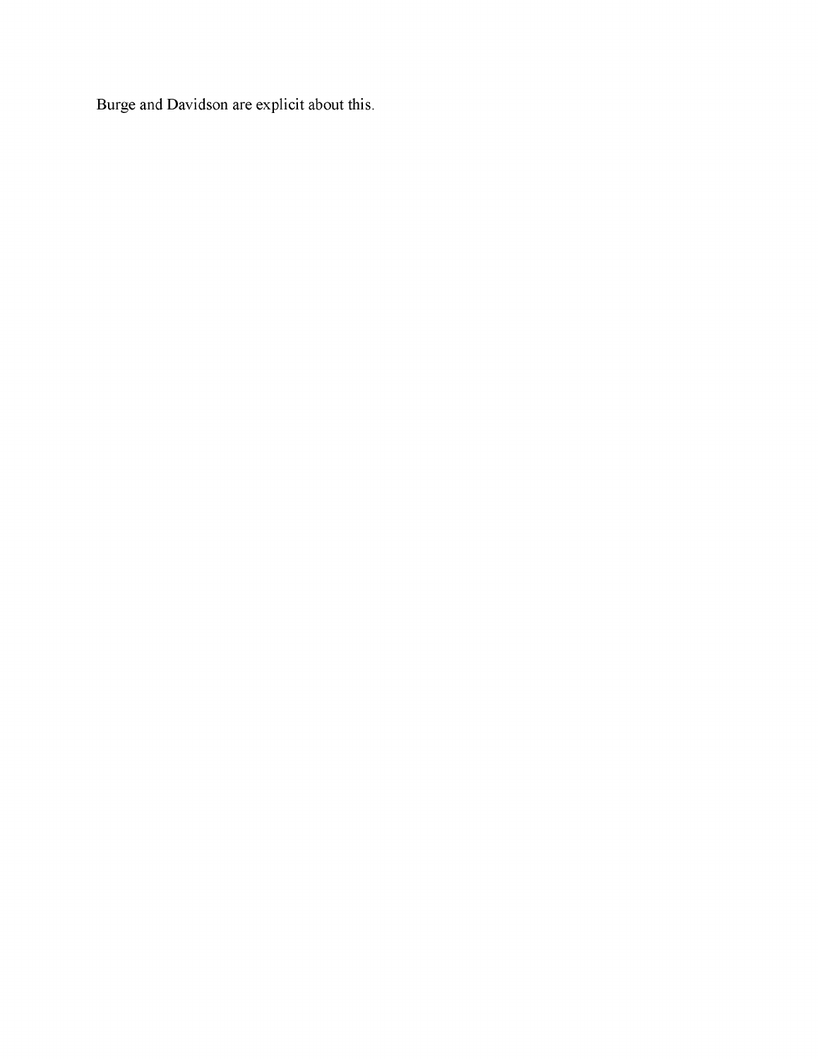Burge and Davidson are explicit about this.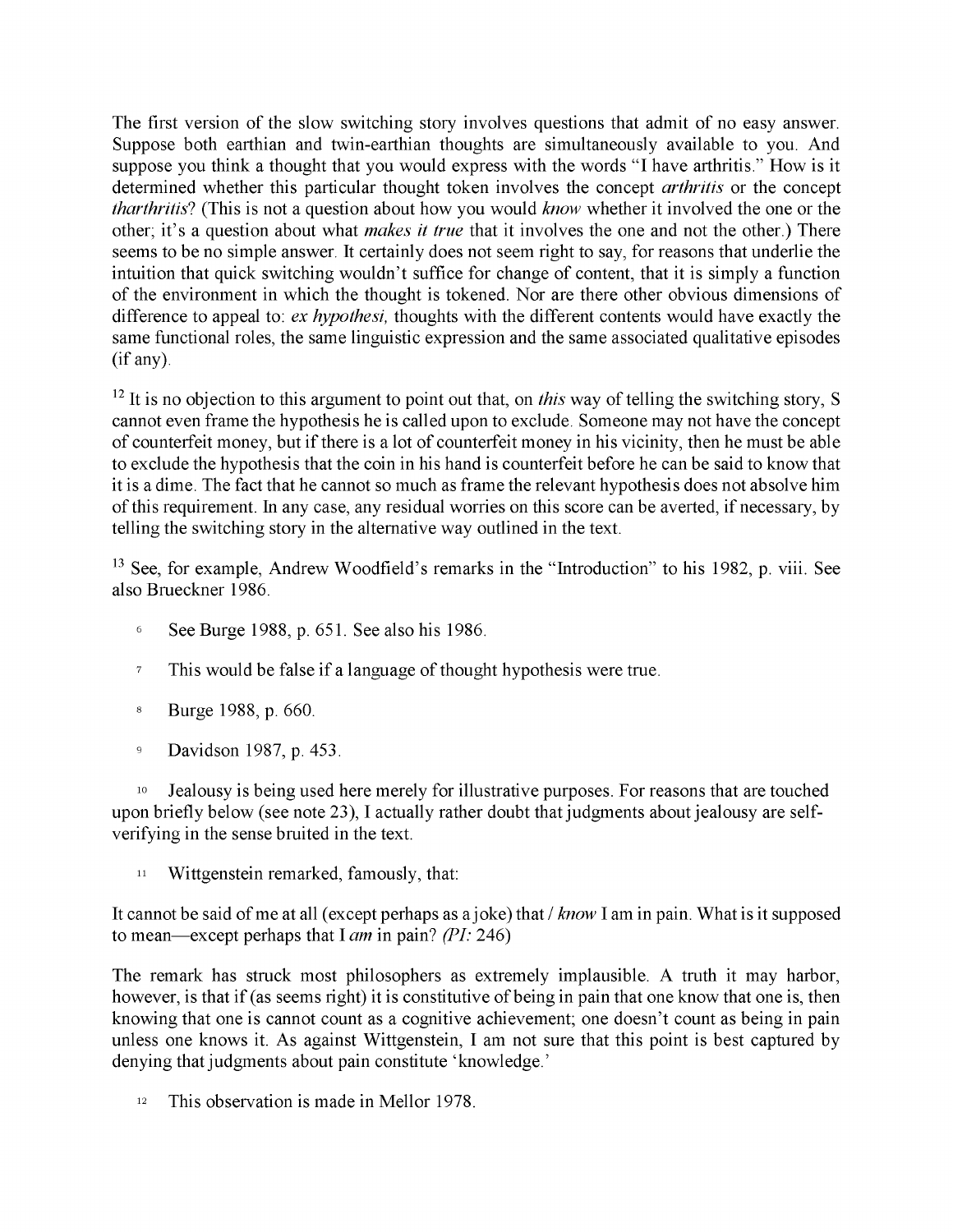The first version of the slow switching story involves questions that admit of no easy answer. Suppose both earthian and twin-earthian thoughts are simultaneously available to you. And suppose you think a thought that you would express with the words "I have arthritis." How is it determined whether this particular thought token involves the concept *arthritis* or the concept *tharthritis*? (This is not a question about how you would *know* whether it involved the one or the other; it's a question about what *makes it true* that it involves the one and not the other.) There seems to be no simple answer. It certainly does not seem right to say, for reasons that underlie the intuition that quick switching wouldn't suffice for change of content, that it is simply a function of the environment in which the thought is tokened. Nor are there other obvious dimensions of difference to appeal to: *ex hypothesi,* thoughts with the different contents would have exactly the same functional roles, the same linguistic expression and the same associated qualitative episodes (if any).

[12] It is no objection to this argument to point out that, on *this* way of telling the switching story, S cannot even frame the hypothesis he is called upon to exclude. Someone may not have the concept of counterfeit money, but if there is a lot of counterfeit money in his vicinity, then he must be able to exclude the hypothesis that the coin in his hand is counterfeit before he can be said to know that it is a dime. The fact that he cannot so much as frame the relevant hypothesis does not absolve him of this requirement. In any case, any residual worries on this score can be averted, if necessary, by telling the switching story in the alternative way outlined in the text.

[13] See, for example, Andrew Woodfield's remarks in the "Introduction" to his 1982, p. viii. See also Brueckner 1986.

6 See Burge 1988, p. 651. See also his 1986.

7 This would be false if a language of thought hypothesis were true.

8 Burge 1988, p. 660.

9 Davidson 1987, p. 453.

10 Jealousy is being used here merely for illustrative purposes. For reasons that are touched upon briefly below (see note 23), I actually rather doubt that judgments about jealousy are self-verifying in the sense bruited in the text.

11 Wittgenstein remarked, famously, that:

It cannot be said of me at all (except perhaps as a joke) that *I know* I am in pain. What is it supposed to mean—except perhaps that I *am* in pain? *(PI:* 246)

The remark has struck most philosophers as extremely implausible. A truth it may harbor, however, is that if (as seems right) it is constitutive of being in pain that one know that one is, then knowing that one is cannot count as a cognitive achievement; one doesn't count as being in pain unless one knows it. As against Wittgenstein, I am not sure that this point is best captured by denying that judgments about pain constitute 'knowledge.'

12 This observation is made in Mellor 1978.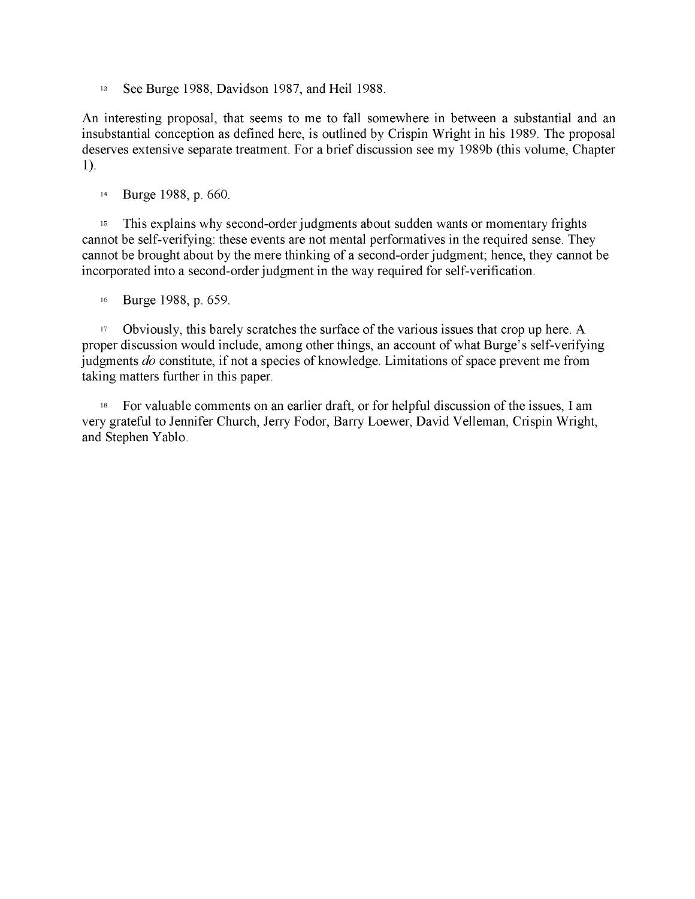[13] See Burge 1988, Davidson 1987, and Heil 1988.

An interesting proposal, that seems to me to fall somewhere in between a substantial and an insubstantial conception as defined here, is outlined by Crispin Wright in his 1989. The proposal deserves extensive separate treatment. For a brief discussion see my 1989b (this volume, Chapter 1).

[14] Burge 1988, p. 660.

[15] This explains why second-order judgments about sudden wants or momentary frights cannot be self-verifying: these events are not mental performatives in the required sense. They cannot be brought about by the mere thinking of a second-order judgment; hence, they cannot be incorporated into a second-order judgment in the way required for self-verification.

[16] Burge 1988, p. 659.

[17] Obviously, this barely scratches the surface of the various issues that crop up here. A proper discussion would include, among other things, an account of what Burge's self-verifying judgments *do* constitute, if not a species of knowledge. Limitations of space prevent me from taking matters further in this paper.

[18] For valuable comments on an earlier draft, or for helpful discussion of the issues, I am very grateful to Jennifer Church, Jerry Fodor, Barry Loewer, David Velleman, Crispin Wright, and Stephen Yablo.